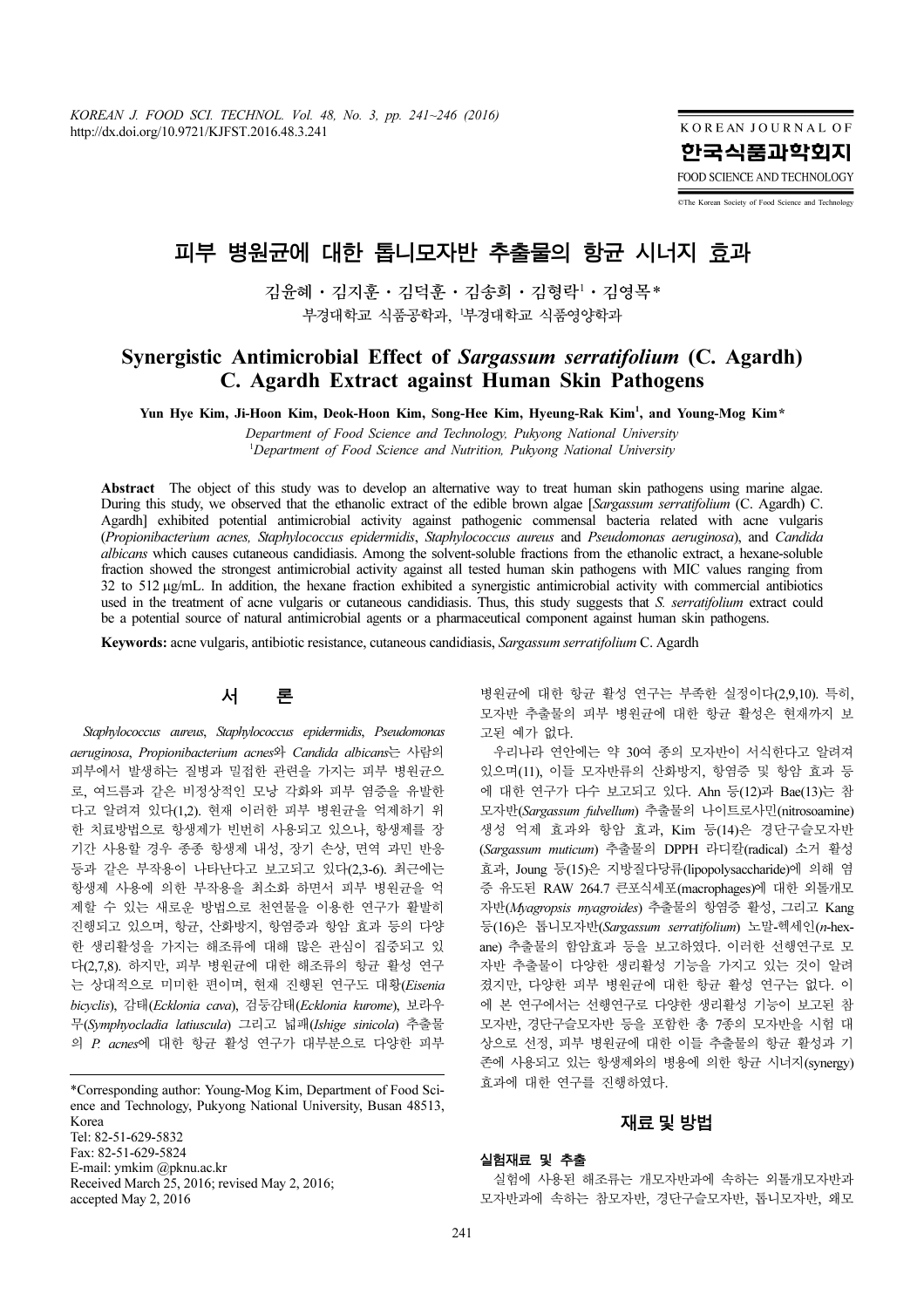# 피부 병원균에 대한 톱니모자반 추출물의 항균 시너지 효과

김윤혜 · 김지훈 · 김덕훈 · 김송희 · 김형락[1] · 김영목*

부경대학교 식품공학과, [1]부경대학교 식품영양학과

## Synergistic Antimicrobial Effect of *Sargassum serratifolium* (C. Agardh) C. Agardh Extract against Human Skin Pathogens

**Yun Hye Kim, Ji-Hoon Kim, Deok-Hoon Kim, Song-Hee Kim, Hyeung-Rak Kim[1], and Young-Mog Kim***

*Department of Food Science and Technology, Pukyong National University*
[1]*Department of Food Science and Nutrition, Pukyong National University*

**Abstract** The object of this study was to develop an alternative way to treat human skin pathogens using marine algae. During this study, we observed that the ethanolic extract of the edible brown algae [*Sargassum serratifolium* (C. Agardh) C. Agardh] exhibited potential antimicrobial activity against pathogenic commensal bacteria related with acne vulgaris (*Propionibacterium acnes*, *Staphylococcus epidermidis*, *Staphylococcus aureus* and *Pseudomonas aeruginosa*), and *Candida albicans* which causes cutaneous candidiasis. Among the solvent-soluble fractions from the ethanolic extract, a hexane-soluble fraction showed the strongest antimicrobial activity against all tested human skin pathogens with MIC values ranging from 32 to 512 μg/mL. In addition, the hexane fraction exhibited a synergistic antimicrobial activity with commercial antibiotics used in the treatment of acne vulgaris or cutaneous candidiasis. Thus, this study suggests that *S. serratifolium* extract could be a potential source of natural antimicrobial agents or a pharmaceutical component against human skin pathogens.

**Keywords:** acne vulgaris, antibiotic resistance, cutaneous candidiasis, *Sargassum serratifolium* C. Agardh

## 서 론

*Staphylococcus aureus*, *Staphylococcus epidermidis*, *Pseudomonas aeruginosa*, *Propionibacterium acnes*와 *Candida albicans*는 사람의 피부에서 발생하는 질병과 밀접한 관련을 가지는 피부 병원균으로, 여드름과 같은 비정상적인 모낭 각화와 피부 염증을 유발한다고 알려져 있다(1,2). 현재 이러한 피부 병원균을 억제하기 위한 치료방법으로 항생제가 빈번히 사용되고 있으나, 항생제를 장기간 사용할 경우 종종 항생제 내성, 장기 손상, 면역 과민 반응 등과 같은 부작용이 나타난다고 보고되고 있다(2,3-6). 최근에는 항생제 사용에 의한 부작용을 최소화 하면서 피부 병원균을 억제할 수 있는 새로운 방법으로 천연물을 이용한 연구가 활발히 진행되고 있으며, 항균, 산화방지, 항염증과 항암 효과 등의 다양한 생리활성을 가지는 해조류에 대해 많은 관심이 집중되고 있다(2,7,8). 하지만, 피부 병원균에 대한 해조류의 항균 활성 연구는 상대적으로 미미한 편이며, 현재 진행된 연구도 대황(*Eisenia bicyclis*), 감태(*Ecklonia cava*), 검둥감태(*Ecklonia kurome*), 보라우무(*Symphyocladia latiuscula*) 그리고 넓패(*Ishige sinicola*) 추출물의 *P. acnes*에 대한 항균 활성 연구가 대부분으로 다양한 피부 병원균에 대한 항균 활성 연구는 부족한 실정이다(2,9,10). 특히, 모자반 추출물의 피부 병원균에 대한 항균 활성은 현재까지 보고된 예가 없다.

우리나라 연안에는 약 30여 종의 모자반이 서식한다고 알려져 있으며(11), 이들 모자반류의 산화방지, 항염증 및 항암 효과 등에 대한 연구가 다수 보고되고 있다. Ahn 등(12)과 Bae(13)는 참모자반(*Sargassum fulvellum*) 추출물의 나이트로사민(nitrosoamine) 생성 억제 효과와 항암 효과, Kim 등(14)은 경단구슬모자반(*Sargassum muticum*) 추출물의 DPPH 라디칼(radical) 소거 활성 효과, Joung 등(15)은 지방질다당류(lipopolysaccharide)에 의해 염증 유도된 RAW 264.7 큰포식세포(macrophages)에 대한 외톨개모자반(*Myagropsis myagroides*) 추출물의 항염증 활성, 그리고 Kang 등(16)은 톱니모자반(*Sargassum serratifolium*) 노말-헥세인(*n*-hexane) 추출물의 항암효과 등을 보고하였다. 이러한 선행연구로 모자반 추출물이 다양한 생리활성 기능을 가지고 있는 것이 알려졌지만, 다양한 피부 병원균에 대한 항균 활성 연구는 없다. 이에 본 연구에서는 선행연구로 다양한 생리활성 기능이 보고된 참모자반, 경단구슬모자반 등을 포함한 총 7종의 모자반을 시험 대상으로 선정, 피부 병원균에 대한 이들 추출물의 항균 활성과 기존에 사용되고 있는 항생제와의 병용에 의한 항균 시너지(synergy) 효과에 대한 연구를 진행하였다.

## 재료 및 방법

### 실험재료 및 추출

실험에 사용된 해조류는 개모자반과에 속하는 외톨개모자반과 모자반과에 속하는 참모자반, 경단구슬모자반, 톱니모자반, 쐐모

*Corresponding author: Young-Mog Kim, Department of Food Science and Technology, Pukyong National University, Busan 48513, Korea
Tel: 82-51-629-5832
Fax: 82-51-629-5824
E-mail: ymkim @pknu.ac.kr
Received March 25, 2016; revised May 2, 2016; accepted May 2, 2016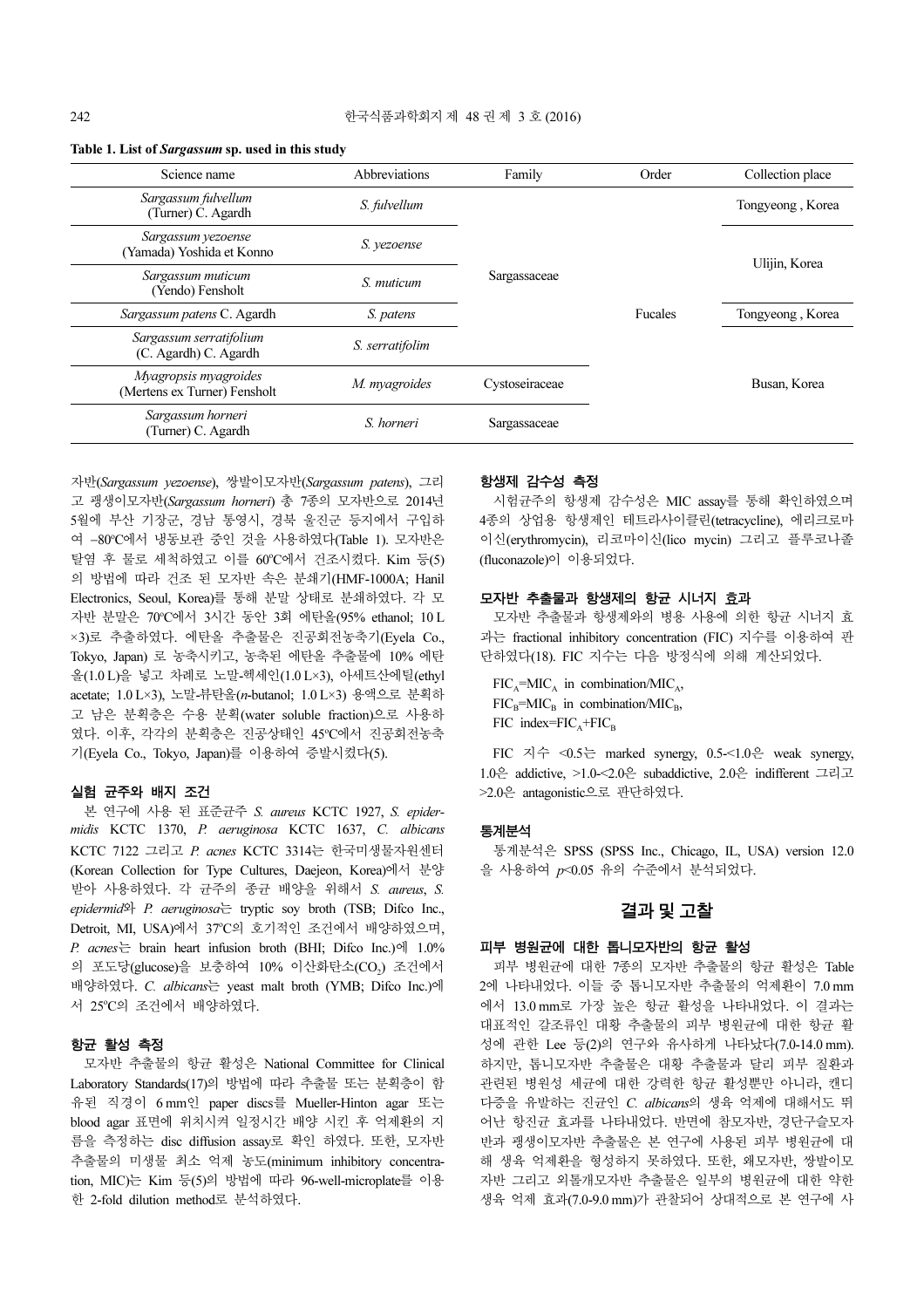**Table 1. List of *Sargassum* sp. used in this study**

| Science name | Abbreviations | Family | Order | Collection place |
|---|---|---|---|---|
| *Sargassum fulvellum* (Turner) C. Agardh | *S. fulvellum* | Sargassaceae | Fucales | Tongyeong , Korea |
| *Sargassum yezoense* (Yamada) Yoshida et Konno | *S. yezoense* | | | Ulijin, Korea |
| *Sargassum muticum* (Yendo) Fensholt | *S. muticum* | | | |
| *Sargassum patens* C. Agardh | *S. patens* | | | Tongyeong , Korea |
| *Sargassum serratifolium* (C. Agardh) C. Agardh | *S. serratifolim* | | | Busan, Korea |
| *Myagropsis myagroides* (Mertens ex Turner) Fensholt | *M. myagroides* | Cystoseiraceae | | |
| *Sargassum horneri* (Turner) C. Agardh | *S. horneri* | Sargassaceae | | |

자반(*Sargassum yezoense*), 쌍발이모자반(*Sargassum patens*), 그리고 괭생이모자반(*Sargassum horneri*) 총 7종의 모자반으로 2014년 5월에 부산 기장군, 경남 통영시, 경북 울진군 등지에서 구입하여 –80°C에서 냉동보관 중인 것을 사용하였다(Table 1). 모자반은 탈염 후 물로 세척하였고 이를 60°C에서 건조시켰다. Kim 등(5)의 방법에 따라 건조 된 모자반 속은 분쇄기(HMF-1000A; Hanil Electronics, Seoul, Korea)를 통해 분말 상태로 분쇄하였다. 각 모자반 분말은 70°C에서 3시간 동안 3회 에탄올(95% ethanol; 10 L ×3)로 추출하였다. 에탄올 추출물은 진공회전농축기(Eyela Co., Tokyo, Japan) 로 농축시키고, 농축된 에탄올 추출물에 10% 에탄올(1.0 L)을 넣고 차례로 노말-헥세인(1.0 L×3), 아세트산에틸(ethyl acetate; 1.0 L×3), 노말-뷰탄올(*n*-butanol; 1.0 L×3) 용액으로 분획하고 남은 분획층은 수용 분획(water soluble fraction)으로 사용하였다. 이후, 각각의 분획층은 진공상태인 45°C에서 진공회전농축기(Eyela Co., Tokyo, Japan)를 이용하여 증발시켰다(5).

### 실험 균주와 배지 조건

본 연구에 사용 된 표준균주 *S. aureus* KCTC 1927, *S. epidermidis* KCTC 1370, *P. aeruginosa* KCTC 1637, *C. albicans* KCTC 7122 그리고 *P. acnes* KCTC 3314는 한국미생물자원센터 (Korean Collection for Type Cultures, Daejeon, Korea)에서 분양받아 사용하였다. 각 균주의 종균 배양을 위해서 *S. aureus*, *S. epidermids*와 *P. aeruginosa*는 tryptic soy broth (TSB; Difco Inc., Detroit, MI, USA)에서 37°C의 호기적인 조건에서 배양하였으며, *P. acnes*는 brain heart infusion broth (BHI; Difco Inc.)에 1.0%의 포도당(glucose)을 보충하여 10% 이산화탄소($CO_2$) 조건에서 배양하였다. *C. albicans*는 yeast malt broth (YMB; Difco Inc.)에서 25°C의 조건에서 배양하였다.

### 항균 활성 측정

모자반 추출물의 항균 활성은 National Committee for Clinical Laboratory Standards(17)의 방법에 따라 추출물 또는 분획층이 함유된 직경이 6 mm인 paper discs를 Mueller-Hinton agar 또는 blood agar 표면에 위치시켜 일정시간 배양 시킨 후 억제환의 지름을 측정하는 disc diffusion assay로 확인 하였다. 또한, 모자반 추출물의 미생물 최소 억제 농도(minimum inhibitory concentration, MIC)는 Kim 등(5)의 방법에 따라 96-well-microplate를 이용한 2-fold dilution method로 분석하였다.

### 항생제 감수성 측정

시험균주의 항생제 감수성은 MIC assay를 통해 확인하였으며 4종의 상업용 항생제인 테트라사이클린(tetracycline), 에리크로마이신(erythromycin), 리코마이신(lico mycin) 그리고 플루코나졸(fluconazole)이 이용되었다.

### 모자반 추출물과 항생제의 항균 시너지 효과

모자반 추출물과 항생제와의 병용 사용에 의한 항균 시너지 효과는 fractional inhibitory concentration (FIC) 지수를 이용하여 판단하였다(18). FIC 지수는 다음 방정식에 의해 계산되었다.

$FIC_A$=$MIC_A$ in combination/$MIC_A$,
$FIC_B$=$MIC_B$ in combination/$MIC_B$,
FIC index=$FIC_A$+$FIC_B$

FIC 지수 <0.5는 marked synergy, 0.5-<1.0은 weak synergy, 1.0은 addictive, >1.0-<2.0은 subaddictive, 2.0은 indifferent 그리고 >2.0은 antagonistic으로 판단하였다.

### 통계분석

통계분석은 SPSS (SPSS Inc., Chicago, IL, USA) version 12.0을 사용하여 $p$<0.05 유의 수준에서 분석되었다.

## 결과 및 고찰

### 피부 병원균에 대한 톱니모자반의 항균 활성

피부 병원균에 대한 7종의 모자반 추출물의 항균 활성은 Table 2에 나타내었다. 이들 중 톱니모자반 추출물의 억제환이 7.0 mm에서 13.0 mm로 가장 높은 항균 활성을 나타내었다. 이 결과는 대표적인 갈조류인 대황 추출물의 피부 병원균에 대한 항균 활성에 관한 Lee 등(2)의 연구와 유사하게 나타났다(7.0-14.0 mm). 하지만, 톱니모자반 추출물은 대황 추출물과 달리 피부 질환과 관련된 병원성 세균에 대한 강력한 항균 활성뿐만 아니라, 캔디다증을 유발하는 진균인 *C. albicans*의 생육 억제에 대해서도 뛰어난 항진균 효과를 나타내었다. 반면에 참모자반, 경단구슬모자반과 괭생이모자반 추출물은 본 연구에 사용된 피부 병원균에 대해 생육 억제환을 형성하지 못하였다. 또한, 왜모자반, 쌍발이모자반 그리고 외톨개모자반 추출물은 일부의 병원균에 대한 약한 생육 억제 효과(7.0-9.0 mm)가 관찰되어 상대적으로 본 연구에 사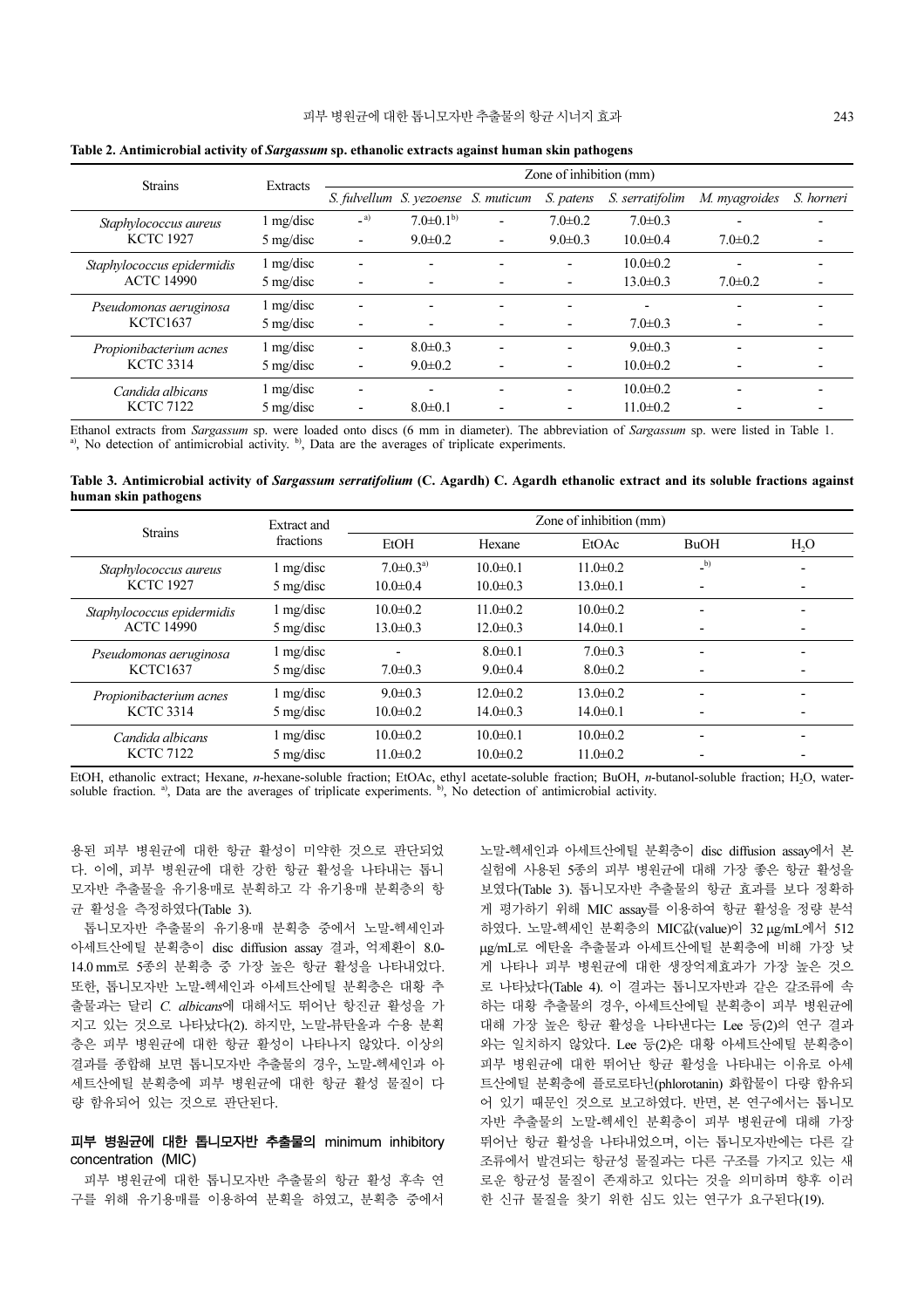**Table 2. Antimicrobial activity of *Sargassum* sp. ethanolic extracts against human skin pathogens**

| Strains | Extracts | Zone of inhibition (mm) | | | | | | |
|---|---|---|---|---|---|---|---|---|
| | | *S. fulvellum* | *S. yezoense* | *S. muticum* | *S. patens* | *S. serratifolim* | *M. myagroides* | *S. horneri* |
| *Staphylococcus aureus* KCTC 1927 | 1 mg/disc | -[a)] | 7.0±0.1[b)] | - | 7.0±0.2 | 7.0±0.3 | - | - |
| | 5 mg/disc | - | 9.0±0.2 | - | 9.0±0.3 | 10.0±0.4 | 7.0±0.2 | - |
| *Staphylococcus epidermidis* ACTC 14990 | 1 mg/disc | - | - | - | - | 10.0±0.2 | - | - |
| | 5 mg/disc | - | - | - | - | 13.0±0.3 | 7.0±0.2 | - |
| *Pseudomonas aeruginosa* KCTC1637 | 1 mg/disc | - | - | - | - | - | - | - |
| | 5 mg/disc | - | - | - | - | 7.0±0.3 | - | - |
| *Propionibacterium acnes* KCTC 3314 | 1 mg/disc | - | 8.0±0.3 | - | - | 9.0±0.3 | - | - |
| | 5 mg/disc | - | 9.0±0.2 | - | - | 10.0±0.2 | - | - |
| *Candida albicans* KCTC 7122 | 1 mg/disc | - | - | - | - | 10.0±0.2 | - | - |
| | 5 mg/disc | - | 8.0±0.1 | - | - | 11.0±0.2 | - | - |

Ethanol extracts from *Sargassum* sp. were loaded onto discs (6 mm in diameter). The abbreviation of *Sargassum* sp. were listed in Table 1. [a)], No detection of antimicrobial activity. [b)], Data are the averages of triplicate experiments.

**Table 3. Antimicrobial activity of *Sargassum serratifolium* (C. Agardh) C. Agardh ethanolic extract and its soluble fractions against human skin pathogens**

| Strains | Extract and fractions | Zone of inhibition (mm) | | | | |
|---|---|---|---|---|---|---|
| | | EtOH | Hexane | EtOAc | BuOH | $H_2O$ |
| *Staphylococcus aureus* KCTC 1927 | 1 mg/disc | 7.0±0.3[a)] | 10.0±0.1 | 11.0±0.2 | -[b)] | - |
| | 5 mg/disc | 10.0±0.4 | 10.0±0.3 | 13.0±0.1 | - | - |
| *Staphylococcus epidermidis* ACTC 14990 | 1 mg/disc | 10.0±0.2 | 11.0±0.2 | 10.0±0.2 | - | - |
| | 5 mg/disc | 13.0±0.3 | 12.0±0.3 | 14.0±0.1 | - | - |
| *Pseudomonas aeruginosa* KCTC1637 | 1 mg/disc | - | 8.0±0.1 | 7.0±0.3 | - | - |
| | 5 mg/disc | 7.0±0.3 | 9.0±0.4 | 8.0±0.2 | - | - |
| *Propionibacterium acnes* KCTC 3314 | 1 mg/disc | 9.0±0.3 | 12.0±0.2 | 13.0±0.2 | - | - |
| | 5 mg/disc | 10.0±0.2 | 14.0±0.3 | 14.0±0.1 | - | - |
| *Candida albicans* KCTC 7122 | 1 mg/disc | 10.0±0.2 | 10.0±0.1 | 10.0±0.2 | - | - |
| | 5 mg/disc | 11.0±0.2 | 10.0±0.2 | 11.0±0.2 | - | - |

EtOH, ethanolic extract; Hexane, *n*-hexane-soluble fraction; EtOAc, ethyl acetate-soluble fraction; BuOH, *n*-butanol-soluble fraction; $H_2O$, water-soluble fraction. [a)], Data are the averages of triplicate experiments. [b)], No detection of antimicrobial activity.

용된 피부 병원균에 대한 항균 활성이 미약한 것으로 판단되었다. 이에, 피부 병원균에 대한 강한 항균 활성을 나타내는 톱니모자반 추출물을 유기용매로 분획하고 각 유기용매 분획층의 항균 활성을 측정하였다(Table 3).

톱니모자반 추출물의 유기용매 분획층 중에서 노말-헥세인과 아세트산에틸 분획층이 disc diffusion assay 결과, 억제환이 8.0-14.0 mm로 5종의 분획층 중 가장 높은 항균 활성을 나타내었다. 또한, 톱니모자반 노말-헥세인과 아세트산에틸 분획층은 대황 추출물과는 달리 *C. albicans*에 대해서도 뛰어난 항진균 활성을 가지고 있는 것으로 나타났다(2). 하지만, 노말-뷰탄올과 수용 분획층은 피부 병원균에 대한 항균 활성이 나타나지 않았다. 이상의 결과를 종합해 보면 톱니모자반 추출물의 경우, 노말-헥세인과 아세트산에틸 분획층에 피부 병원균에 대한 항균 활성 물질이 다량 함유되어 있는 것으로 판단된다.

### 피부 병원균에 대한 톱니모자반 추출물의 minimum inhibitory concentration (MIC)

피부 병원균에 대한 톱니모자반 추출물의 항균 활성 후속 연구를 위해 유기용매를 이용하여 분획을 하였고, 분획층 중에서 노말-헥세인과 아세트산에틸 분획층이 disc diffusion assay에서 본 실험에 사용된 5종의 피부 병원균에 대해 가장 좋은 항균 활성을 보였다(Table 3). 톱니모자반 추출물의 항균 효과를 보다 정확하게 평가하기 위해 MIC assay를 이용하여 항균 활성을 정량 분석하였다. 노말-헥세인 분획층의 MIC값(value)이 32 μg/mL에서 512 μg/mL로 에탄올 추출물과 아세트산에틸 분획층에 비해 가장 낮게 나타나 피부 병원균에 대한 생장억제효과가 가장 높은 것으로 나타났다(Table 4). 이 결과는 톱니모자반과 같은 갈조류에 속하는 대황 추출물의 경우, 아세트산에틸 분획층이 피부 병원균에 대해 가장 높은 항균 활성을 나타낸다는 Lee 등(2)의 연구 결과와는 일치하지 않았다. Lee 등(2)은 대황 아세트산에틸 분획층이 피부 병원균에 대한 뛰어난 항균 활성을 나타내는 이유로 아세트산에틸 분획층에 플로로타닌(phlorotanin) 화합물이 다량 함유되어 있기 때문인 것으로 보고하였다. 반면, 본 연구에서는 톱니모자반 추출물의 노말-헥세인 분획층이 피부 병원균에 대해 가장 뛰어난 항균 활성을 나타내었으며, 이는 톱니모자반에는 다른 갈조류에서 발견되는 항균성 물질과는 다른 구조를 가지고 있는 새로운 항균성 물질이 존재하고 있다는 것을 의미하며 향후 이러한 신규 물질을 찾기 위한 심도 있는 연구가 요구된다(19).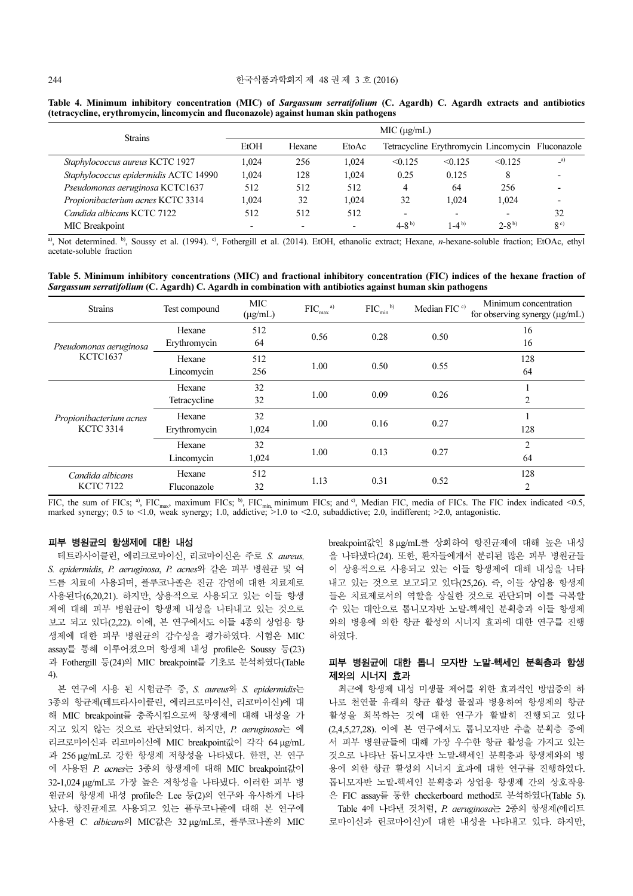**Table 4. Minimum inhibitory concentration (MIC) of *Sargassum serratifolium* (C. Agardh) C. Agardh extracts and antibiotics (tetracycline, erythromycin, lincomycin and fluconazole) against human skin pathogens**

| Strains | MIC (μg/mL) | | | | | | |
|---|---|---|---|---|---|---|---|
| | EtOH | Hexane | EtoAc | Tetracycline | Erythromycin | Lincomycin | Fluconazole |
| *Staphylococcus aureus* KCTC 1927 | 1,024 | 256 | 1,024 | <0.125 | <0.125 | <0.125 | -[a] |
| *Staphylococcus epidermidis* ACTC 14990 | 1,024 | 128 | 1,024 | 0.25 | 0.125 | 8 | - |
| *Pseudomonas aeruginosa* KCTC1637 | 512 | 512 | 512 | 4 | 64 | 256 | - |
| *Propionibacterium acnes* KCTC 3314 | 1,024 | 32 | 1,024 | 32 | 1,024 | 1,024 | - |
| *Candida albicans* KCTC 7122 | 512 | 512 | 512 | - | - | - | 32 |
| MIC Breakpoint | - | - | - | 4-8[b] | 1-4[b] | 2-8[b] | 8[c] |

[a], Not determined. [b], Soussy et al. (1994). [c], Fothergill et al. (2014). EtOH, ethanolic extract; Hexane, *n*-hexane-soluble fraction; EtOAc, ethyl acetate-soluble fraction

**Table 5. Minimum inhibitory concentrations (MIC) and fractional inhibitory concentration (FIC) indices of the hexane fraction of *Sargassum serratifolium* (C. Agardh) C. Agardh in combination with antibiotics against human skin pathogens**

| Strains | Test compound | MIC (μg/mL) | $FIC_{max}$ [a] | $FIC_{min}$ [b] | Median FIC [c] | Minimum concentration for observing synergy (μg/mL) |
|---|---|---|---|---|---|---|
| *Pseudomonas aeruginosa* KCTC1637 | Hexane | 512 | 0.56 | 0.28 | 0.50 | 16 |
| | Erythromycin | 64 | | | | 16 |
| | Hexane | 512 | 1.00 | 0.50 | 0.55 | 128 |
| | Lincomycin | 256 | | | | 64 |
| *Propionibacterium acnes* KCTC 3314 | Hexane | 32 | 1.00 | 0.09 | 0.26 | 1 |
| | Tetracycline | 32 | | | | 2 |
| | Hexane | 32 | 1.00 | 0.16 | 0.27 | 1 |
| | Erythromycin | 1,024 | | | | 128 |
| | Hexane | 32 | 1.00 | 0.13 | 0.27 | 2 |
| | Lincomycin | 1,024 | | | | 64 |
| *Candida albicans* KCTC 7122 | Hexane | 512 | 1.13 | 0.31 | 0.52 | 128 |
| | Fluconazole | 32 | | | | 2 |

FIC, the sum of FICs; [a], $FIC_{max}$, maximum FICs; [b], $FIC_{min}$, minimum FICs; and [c], Median FIC, media of FICs. The FIC index indicated <0.5, marked synergy; 0.5 to <1.0, weak synergy; 1.0, addictive; >1.0 to <2.0, subaddictive; 2.0, indifferent; >2.0, antagonistic.

### 피부 병원균의 항생제에 대한 내성

테트라사이클린, 에리크로마이신, 리코마이신은 주로 *S. aureus, S. epidermidis*, *P. aeruginosa*, *P. acnes*와 같은 피부 병원균 및 여드름 치료에 사용되며, 플루코나졸은 진균 감염에 대한 치료제로 사용된다(6,20,21). 하지만, 상용적으로 사용되고 있는 이들 항생제에 대해 피부 병원균이 항생제 내성을 나타내고 있는 것으로 보고 되고 있다(2,22). 이에, 본 연구에서도 이들 4종의 상업용 항생제에 대한 피부 병원균의 감수성을 평가하였다. 시험은 MIC assay를 통해 이루어졌으며 항생제 내성 profile은 Soussy 등(23)과 Fothergill 등(24)의 MIC breakpoint를 기초로 분석하였다(Table 4).

본 연구에 사용 된 시험균주 중, *S. aureus*와 *S. epidermidis*는 3종의 항균제(테트라사이클린, 에리크로마이신, 리코마이신)에 대해 MIC breakpoint를 충족시킴으로써 항생제에 대해 내성을 가지고 있지 않는 것으로 판단되었다. 하지만, *P. aeruginosa*는 에리크로마이신과 리코마이신에 MIC breakpoint값이 각각 64 μg/mL과 256 μg/mL로 강한 항생제 저항성을 나타냈다. 한편, 본 연구에 사용된 *P. acnes*는 3종의 항생제에 대해 MIC breakpoint값이 32-1,024 μg/mL로 가장 높은 저항성을 나타냈다. 이러한 피부 병원균의 항생제 내성 profile은 Lee 등(2)의 연구와 유사하게 나타났다. 항진균제로 사용되고 있는 플루코나졸에 대해 본 연구에 사용된 *C. albicans*의 MIC값은 32 μg/mL로, 플루코나졸의 MIC breakpoint값인 8 μg/mL를 상회하여 항진균제에 대해 높은 내성을 나타냈다(24). 또한, 환자들에게서 분리된 많은 피부 병원균들이 상용적으로 사용되고 있는 이들 항생제에 대해 내성을 나타내고 있는 것으로 보고되고 있다(25,26). 즉, 이들 상업용 항생제들은 치료제로서의 역할을 상실한 것으로 판단되며 이를 극복할 수 있는 대안으로 톱니모자반 노말-헥세인 분획층과 이들 항생제와의 병용에 의한 항균 활성의 시너지 효과에 대한 연구를 진행하였다.

### 피부 병원균에 대한 톱니 모자반 노말-헥세인 분획층과 항생제와의 시너지 효과

최근에 항생제 내성 미생물 제어를 위한 효과적인 방법중의 하나로 천연물 유래의 항균 활성 물질과 병용하여 항생제의 항균 활성을 회복하는 것에 대한 연구가 활발히 진행되고 있다(2,4,5,27,28). 이에 본 연구에서도 톱니모자반 추출 분획층 중에서 피부 병원균들에 대해 가장 우수한 항균 활성을 가지고 있는 것으로 나타난 톱니모자반 노말-헥세인 분획층과 항생제와의 병용에 의한 항균 활성의 시너지 효과에 대한 연구를 진행하였다. 톱니모자반 노말-헥세인 분획층과 상업용 항생제 간의 상호작용은 FIC assay를 통한 checkerboard method로 분석하였다(Table 5).

Table 4에 나타낸 것처럼, *P. aeruginosa*는 2종의 항생제(에리트로마이신과 린코마이신)에 대한 내성을 나타내고 있다. 하지만,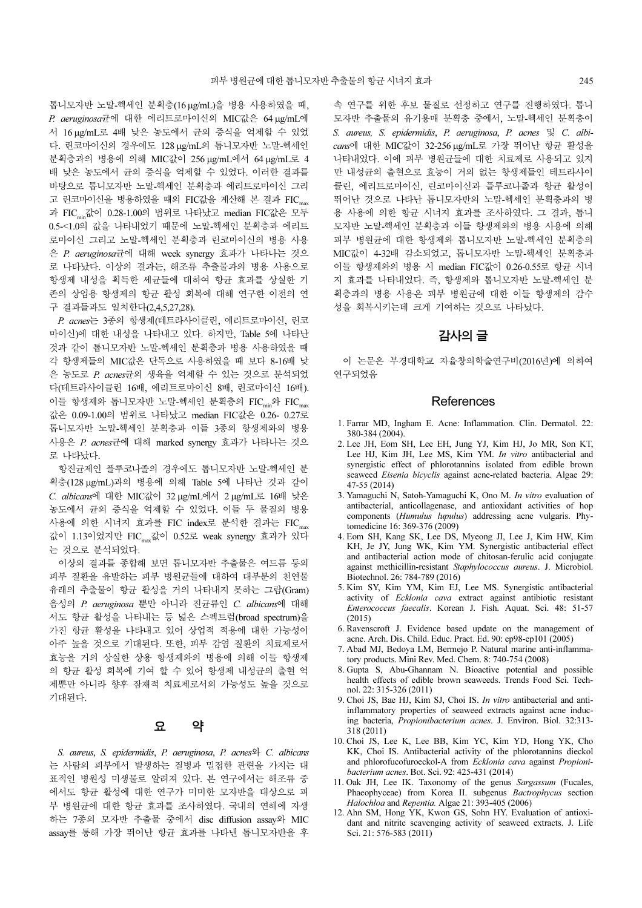톱니모자반 노말-헥세인 분획층(16 μg/mL)을 병용 사용하였을 때, *P. aeruginosa*균에 대한 에리트로마이신의 MIC값은 64 μg/mL에서 16 μg/mL로 4배 낮은 농도에서 균의 증식을 억제할 수 있었다. 린코마이신의 경우에도 128 μg/mL의 톱니모자반 노말-헥세인 분획층과의 병용에 의해 MIC값이 256 μg/mL에서 64 μg/mL로 4배 낮은 농도에서 균의 증식을 억제할 수 있었다. 이러한 결과를 바탕으로 톱니모자반 노말-헥세인 분획층과 에리트로마이신 그리고 린코마이신을 병용하였을 때의 FIC값을 계산해 본 결과 $FIC_{max}$과 $FIC_{min}$값이 0.28-1.00의 범위로 나타났고 median FIC값은 모두 0.5-<1.0의 값을 나타내었기 때문에 노말-헥세인 분획층과 에리트로마이신 그리고 노말-헥세인 분획층과 린코마이신의 병용 사용은 *P. aeruginosa*균에 대해 week synergy 효과가 나타나는 것으로 나타났다. 이상의 결과는, 해조류 추출물과의 병용 사용으로 항생제 내성을 획득한 세균들에 대하여 항균 효과를 상실한 기존의 상업용 항생제의 항균 활성 회복에 대해 연구한 이전의 연구 결과들과도 일치한다(2,4,5,27,28).

*P. acnes*는 3종의 항생제(테트라사이클린, 에리트로마이신, 린코마이신)에 대한 내성을 나타내고 있다. 하지만, Table 5에 나타난 것과 같이 톱니모자반 노말-헥세인 분획층과 병용 사용하였을 때 각 항생제들의 MIC값은 단독으로 사용하였을 때 보다 8-16배 낮은 농도로 *P. acnes*균의 생육을 억제할 수 있는 것으로 분석되었다(테트라사이클린 16배, 에리트로마이신 8배, 린코마이신 16배). 이들 항생제와 톱니모자반 노말-헥세인 분획층의 $FIC_{min}$와 $FIC_{max}$값은 0.09-1.00의 범위로 나타났고 median FIC값은 0.26- 0.27로 톱니모자반 노말-헥세인 분획층과 이들 3종의 항생제와의 병용 사용은 *P. acnes*균에 대해 marked synergy 효과가 나타나는 것으로 나타났다.

항진균제인 플루코나졸의 경우에도 톱니모자반 노말-헥세인 분획층(128 μg/mL)과의 병용에 의해 Table 5에 나타난 것과 같이 *C. albicans*에 대한 MIC값이 32 μg/mL에서 2 μg/mL로 16배 낮은 농도에서 균의 증식을 억제할 수 있었다. 이들 두 물질의 병용 사용에 의한 시너지 효과를 FIC index로 분석한 결과는 $FIC_{max}$값이 1.13이었지만 $FIC_{max}$값이 0.52로 weak synergy 효과가 있다는 것으로 분석되었다.

이상의 결과를 종합해 보면 톱니모자반 추출물은 여드름 등의 피부 질환을 유발하는 피부 병원균들에 대하여 대부분의 천연물 유래의 추출물이 항균 활성을 거의 나타내지 못하는 그람(Gram) 음성의 *P. aeruginosa* 뿐만 아니라 진균류인 *C. albicans*에 대해서도 항균 활성을 나타내는 등 넓은 스펙트럼(broad spectrum)을 가진 항균 활성을 나타내고 있어 상업적 적용에 대한 가능성이 아주 높을 것으로 기대된다. 또한, 피부 감염 질환의 치료제로서 효능을 거의 상실한 상용 항생제와의 병용에 의해 이들 항생제의 항균 활성 회복에 기여 할 수 있어 항생제 내성균의 출현 억제뿐만 아니라 향후 잠재적 치료제로서의 가능성도 높을 것으로 기대된다.

## 요 약

*S. aureus*, *S. epidermidis*, *P. aeruginosa*, *P. acnes*와 *C. albicans*는 사람의 피부에서 발생하는 질병과 밀접한 관련을 가지는 대표적인 병원성 미생물로 알려져 있다. 본 연구에서는 해조류 중에서도 항균 활성에 대한 연구가 미미한 모자반을 대상으로 피부 병원균에 대한 항균 효과를 조사하였다. 국내의 연해에 자생하는 7종의 모자반 추출물 중에서 disc diffusion assay와 MIC assay를 통해 가장 뛰어난 항균 효과를 나타낸 톱니모자반을 후속 연구를 위한 후보 물질로 선정하고 연구를 진행하였다. 톱니모자반 추출물의 유기용매 분획층 중에서, 노말-헥세인 분획층이 *S. aureus, S. epidermidis*, *P. aeruginosa*, *P. acnes* 및 *C. albicans*에 대한 MIC값이 32-256 μg/mL로 가장 뛰어난 항균 활성을 나타내었다. 이에 피부 병원균들에 대한 치료제로 사용되고 있지만 내성균의 출현으로 효능이 거의 없는 항생제들인 테트라사이클린, 에리트로마이신, 린코마이신과 플루코나졸과 항균 활성이 뛰어난 것으로 나타난 톱니모자반의 노말-헥세인 분획층과의 병용 사용에 의한 항균 시너지 효과를 조사하였다. 그 결과, 톱니모자반 노말-헥세인 분획층과 이들 항생제와의 병용 사용에 의해 피부 병원균에 대한 항생제와 톱니모자반 노말-헥세인 분획층의 MIC값이 4-32배 감소되었고, 톱니모자반 노말-헥세인 분획층과 이들 항생제와의 병용 시 median FIC값이 0.26-0.55로 항균 시너지 효과를 나타내었다. 즉, 항생제와 톱니모자반 노말-헥세인 분획층과의 병용 사용은 피부 병원균에 대한 이들 항생제의 감수성을 회복시키는데 크게 기여하는 것으로 나타났다.

## 감사의 글

이 논문은 부경대학교 자율창의학술연구비(2016년)에 의하여 연구되었음

## References

1. Farrar MD, Ingham E. Acne: Inflammation. Clin. Dermatol. 22: 380-384 (2004).
2. Lee JH, Eom SH, Lee EH, Jung YJ, Kim HJ, Jo MR, Son KT, Lee HJ, Kim JH, Lee MS, Kim YM. *In vitro* antibacterial and synergistic effect of phlorotannins isolated from edible brown seaweed *Eisenia bicyclis* against acne-related bacteria. Algae 29: 47-55 (2014)
3. Yamaguchi N, Satoh-Yamaguchi K, Ono M. *In vitro* evaluation of antibacterial, anticollagenase, and antioxidant activities of hop components (*Humulus lupulus*) addressing acne vulgaris. Phytomedicine 16: 369-376 (2009)
4. Eom SH, Kang SK, Lee DS, Myeong JI, Lee J, Kim HW, Kim KH, Je JY, Jung WK, Kim YM. Synergistic antibacterial effect and antibacterial action mode of chitosan-ferulic acid conjugate against methicillin-resistant *Staphylococcus aureus*. J. Microbiol. Biotechnol. 26: 784-789 (2016)
5. Kim SY, Kim YM, Kim EJ, Lee MS. Synergistic antibacterial activity of *Ecklonia cava* extract against antibiotic resistant *Enterococcus faecalis*. Korean J. Fish. Aquat. Sci. 48: 51-57 (2015)
6. Ravenscroft J. Evidence based update on the management of acne. Arch. Dis. Child. Educ. Pract. Ed. 90: ep98-ep101 (2005)
7. Abad MJ, Bedoya LM, Bermejo P. Natural marine anti-inflammatory products. Mini Rev. Med. Chem. 8: 740-754 (2008)
8. Gupta S, Abu-Ghannam N. Bioactive potential and possible health effects of edible brown seaweeds. Trends Food Sci. Technol. 22: 315-326 (2011)
9. Choi JS, Bae HJ, Kim SJ, Choi IS. *In vitro* antibacterial and anti-inflammatory properties of seaweed extracts against acne inducing bacteria, *Propionibacterium acnes*. J. Environ. Biol. 32:313-318 (2011)
10. Choi JS, Lee K, Lee BB, Kim YC, Kim YD, Hong YK, Cho KK, Choi IS. Antibacterial activity of the phlorotannins dieckol and phlorofucofuroeckol-A from *Ecklonia cava* against *Propionibacterium acnes*. Bot. Sci. 92: 425-431 (2014)
11. Oak JH, Lee IK. Taxonomy of the genus *Sargassum* (Fucales, Phaeophyceae) from Korea II. subgenus *Bactrophycus* section *Halochloa* and *Repentia.* Algae 21: 393-405 (2006)
12. Ahn SM, Hong YK, Kwon GS, Sohn HY. Evaluation of antioxidant and nitrite scavenging activity of seaweed extracts. J. Life Sci. 21: 576-583 (2011)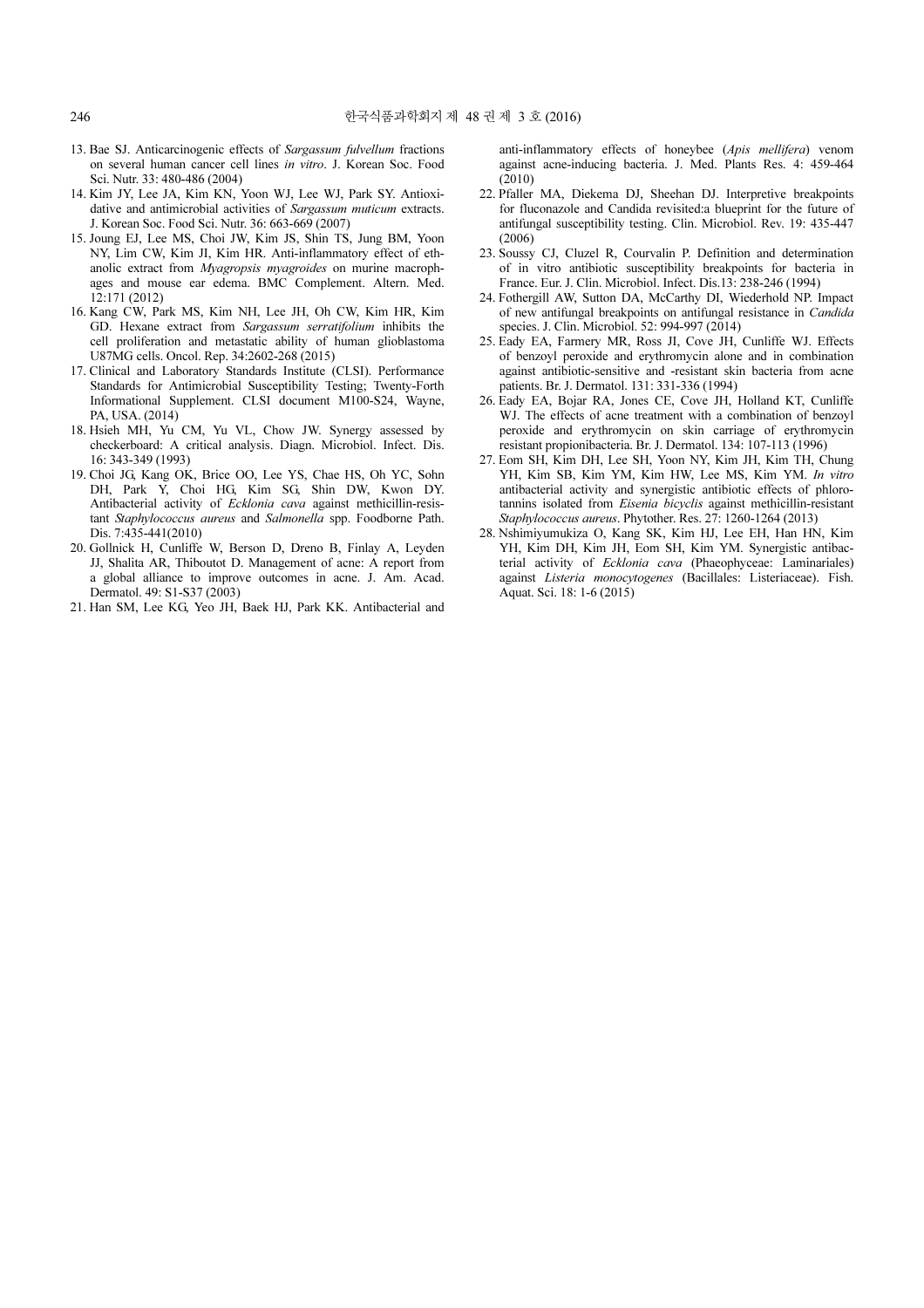13. Bae SJ. Anticarcinogenic effects of *Sargassum fulvellum* fractions on several human cancer cell lines *in vitro*. J. Korean Soc. Food Sci. Nutr. 33: 480-486 (2004)
14. Kim JY, Lee JA, Kim KN, Yoon WJ, Lee WJ, Park SY. Antioxidative and antimicrobial activities of *Sargassum muticum* extracts. J. Korean Soc. Food Sci. Nutr. 36: 663-669 (2007)
15. Joung EJ, Lee MS, Choi JW, Kim JS, Shin TS, Jung BM, Yoon NY, Lim CW, Kim JI, Kim HR. Anti-inflammatory effect of ethanolic extract from *Myagropsis myagroides* on murine macrophages and mouse ear edema. BMC Complement. Altern. Med. 12:171 (2012)
16. Kang CW, Park MS, Kim NH, Lee JH, Oh CW, Kim HR, Kim GD. Hexane extract from *Sargassum serratifolium* inhibits the cell proliferation and metastatic ability of human glioblastoma U87MG cells. Oncol. Rep. 34:2602-268 (2015)
17. Clinical and Laboratory Standards Institute (CLSI). Performance Standards for Antimicrobial Susceptibility Testing; Twenty-Forth Informational Supplement. CLSI document M100-S24, Wayne, PA, USA. (2014)
18. Hsieh MH, Yu CM, Yu VL, Chow JW. Synergy assessed by checkerboard: A critical analysis. Diagn. Microbiol. Infect. Dis. 16: 343-349 (1993)
19. Choi JG, Kang OK, Brice OO, Lee YS, Chae HS, Oh YC, Sohn DH, Park Y, Choi HG, Kim SG, Shin DW, Kwon DY. Antibacterial activity of *Ecklonia cava* against methicillin-resistant *Staphylococcus aureus* and *Salmonella* spp. Foodborne Path. Dis. 7:435-441(2010)
20. Gollnick H, Cunliffe W, Berson D, Dreno B, Finlay A, Leyden JJ, Shalita AR, Thiboutot D. Management of acne: A report from a global alliance to improve outcomes in acne. J. Am. Acad. Dermatol. 49: S1-S37 (2003)
21. Han SM, Lee KG, Yeo JH, Baek HJ, Park KK. Antibacterial and anti-inflammatory effects of honeybee (*Apis mellifera*) venom against acne-inducing bacteria. J. Med. Plants Res. 4: 459-464 (2010)
22. Pfaller MA, Diekema DJ, Sheehan DJ. Interpretive breakpoints for fluconazole and Candida revisited:a blueprint for the future of antifungal susceptibility testing. Clin. Microbiol. Rev. 19: 435-447 (2006)
23. Soussy CJ, Cluzel R, Courvalin P. Definition and determination of in vitro antibiotic susceptibility breakpoints for bacteria in France. Eur. J. Clin. Microbiol. Infect. Dis.13: 238-246 (1994)
24. Fothergill AW, Sutton DA, McCarthy DI, Wiederhold NP. Impact of new antifungal breakpoints on antifungal resistance in *Candida* species. J. Clin. Microbiol. 52: 994-997 (2014)
25. Eady EA, Farmery MR, Ross JI, Cove JH, Cunliffe WJ. Effects of benzoyl peroxide and erythromycin alone and in combination against antibiotic-sensitive and -resistant skin bacteria from acne patients. Br. J. Dermatol. 131: 331-336 (1994)
26. Eady EA, Bojar RA, Jones CE, Cove JH, Holland KT, Cunliffe WJ. The effects of acne treatment with a combination of benzoyl peroxide and erythromycin on skin carriage of erythromycin resistant propionibacteria. Br. J. Dermatol. 134: 107-113 (1996)
27. Eom SH, Kim DH, Lee SH, Yoon NY, Kim JH, Kim TH, Chung YH, Kim SB, Kim YM, Kim HW, Lee MS, Kim YM. *In vitro* antibacterial activity and synergistic antibiotic effects of phlorotannins isolated from *Eisenia bicyclis* against methicillin-resistant *Staphylococcus aureus*. Phytother. Res. 27: 1260-1264 (2013)
28. Nshimiyumukiza O, Kang SK, Kim HJ, Lee EH, Han HN, Kim YH, Kim DH, Kim JH, Eom SH, Kim YM. Synergistic antibacterial activity of *Ecklonia cava* (Phaeophyceae: Laminariales) against *Listeria monocytogenes* (Bacillales: Listeriaceae). Fish. Aquat. Sci. 18: 1-6 (2015)